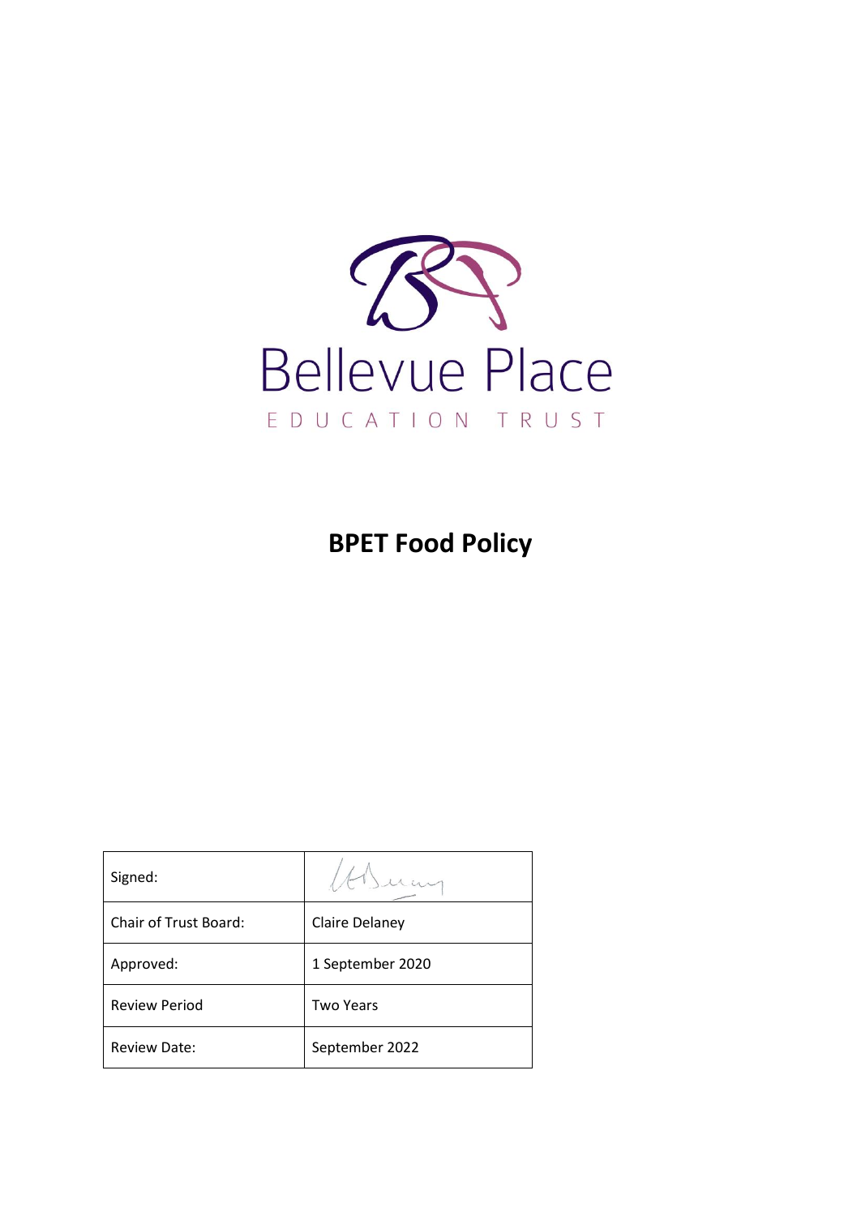Bellevue Place

EDUCATION TRUST

# BPET Food Policy

| Signed: | |
|---|---|
| Chair of Trust Board: | Claire Delaney |
| Approved: | 1 September 2020 |
| Review Period | Two Years |
| Review Date: | September 2022 |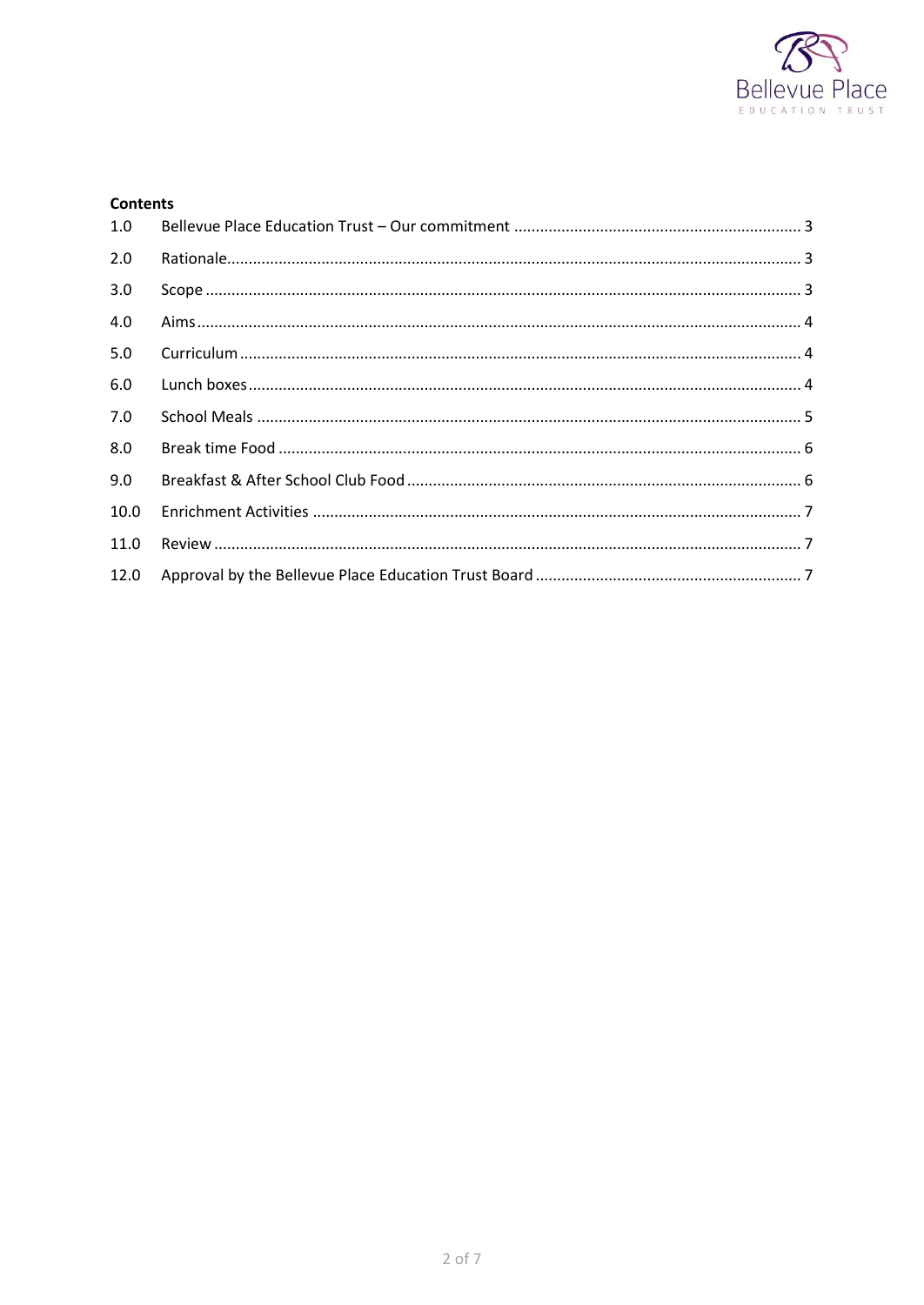**Contents**

| | | |
|---|---|---|
| 1.0 | Bellevue Place Education Trust – Our commitment | 3 |
| 2.0 | Rationale | 3 |
| 3.0 | Scope | 3 |
| 4.0 | Aims | 4 |
| 5.0 | Curriculum | 4 |
| 6.0 | Lunch boxes | 4 |
| 7.0 | School Meals | 5 |
| 8.0 | Break time Food | 6 |
| 9.0 | Breakfast & After School Club Food | 6 |
| 10.0 | Enrichment Activities | 7 |
| 11.0 | Review | 7 |
| 12.0 | Approval by the Bellevue Place Education Trust Board | 7 |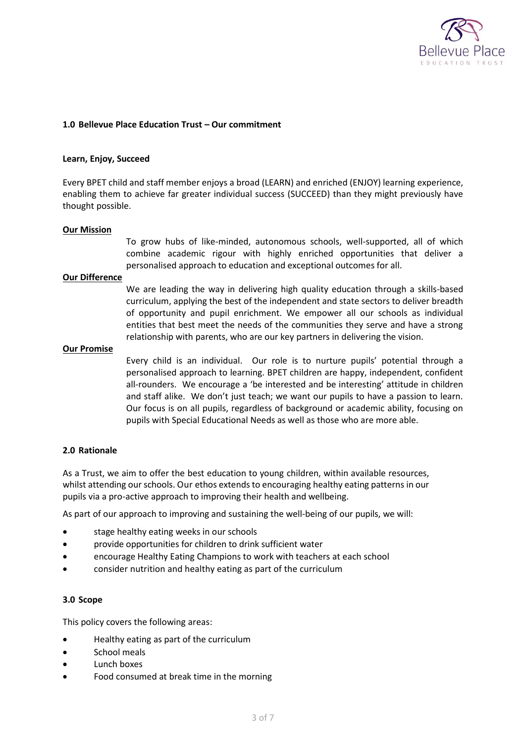## 1.0 Bellevue Place Education Trust – Our commitment

**Learn, Enjoy, Succeed**

Every BPET child and staff member enjoys a broad (LEARN) and enriched (ENJOY) learning experience, enabling them to achieve far greater individual success (SUCCEED) than they might previously have thought possible.

**Our Mission**

To grow hubs of like-minded, autonomous schools, well-supported, all of which combine academic rigour with highly enriched opportunities that deliver a personalised approach to education and exceptional outcomes for all.

**Our Difference**

We are leading the way in delivering high quality education through a skills-based curriculum, applying the best of the independent and state sectors to deliver breadth of opportunity and pupil enrichment. We empower all our schools as individual entities that best meet the needs of the communities they serve and have a strong relationship with parents, who are our key partners in delivering the vision.

**Our Promise**

Every child is an individual. Our role is to nurture pupils' potential through a personalised approach to learning. BPET children are happy, independent, confident all-rounders. We encourage a 'be interested and be interesting' attitude in children and staff alike. We don't just teach; we want our pupils to have a passion to learn. Our focus is on all pupils, regardless of background or academic ability, focusing on pupils with Special Educational Needs as well as those who are more able.

## 2.0 Rationale

As a Trust, we aim to offer the best education to young children, within available resources, whilst attending our schools. Our ethos extends to encouraging healthy eating patterns in our pupils via a pro-active approach to improving their health and wellbeing.

As part of our approach to improving and sustaining the well-being of our pupils, we will:

- stage healthy eating weeks in our schools
- provide opportunities for children to drink sufficient water
- encourage Healthy Eating Champions to work with teachers at each school
- consider nutrition and healthy eating as part of the curriculum

## 3.0 Scope

This policy covers the following areas:

- Healthy eating as part of the curriculum
- School meals
- Lunch boxes
- Food consumed at break time in the morning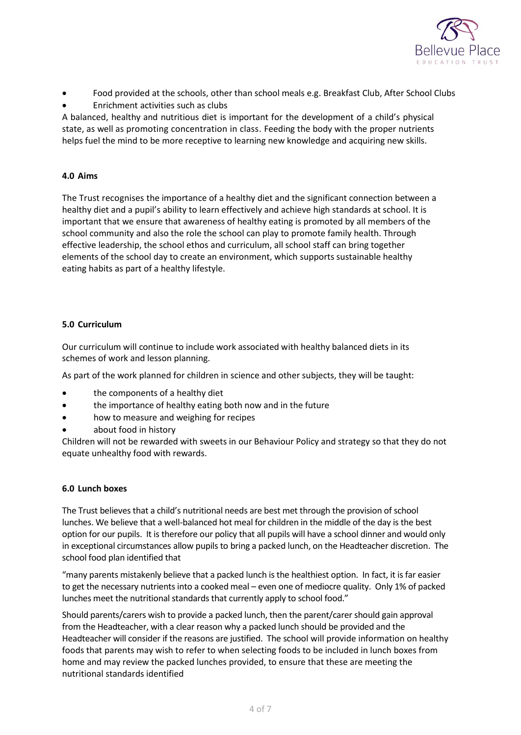- Food provided at the schools, other than school meals e.g. Breakfast Club, After School Clubs
- Enrichment activities such as clubs

A balanced, healthy and nutritious diet is important for the development of a child's physical state, as well as promoting concentration in class. Feeding the body with the proper nutrients helps fuel the mind to be more receptive to learning new knowledge and acquiring new skills.

#### 4.0 Aims

The Trust recognises the importance of a healthy diet and the significant connection between a healthy diet and a pupil's ability to learn effectively and achieve high standards at school. It is important that we ensure that awareness of healthy eating is promoted by all members of the school community and also the role the school can play to promote family health. Through effective leadership, the school ethos and curriculum, all school staff can bring together elements of the school day to create an environment, which supports sustainable healthy eating habits as part of a healthy lifestyle.

#### 5.0 Curriculum

Our curriculum will continue to include work associated with healthy balanced diets in its schemes of work and lesson planning.

As part of the work planned for children in science and other subjects, they will be taught:

- the components of a healthy diet
- the importance of healthy eating both now and in the future
- how to measure and weighing for recipes
- about food in history

Children will not be rewarded with sweets in our Behaviour Policy and strategy so that they do not equate unhealthy food with rewards.

#### 6.0 Lunch boxes

The Trust believes that a child's nutritional needs are best met through the provision of school lunches. We believe that a well-balanced hot meal for children in the middle of the day is the best option for our pupils. It is therefore our policy that all pupils will have a school dinner and would only in exceptional circumstances allow pupils to bring a packed lunch, on the Headteacher discretion. The school food plan identified that

"many parents mistakenly believe that a packed lunch is the healthiest option. In fact, it is far easier to get the necessary nutrients into a cooked meal – even one of mediocre quality. Only 1% of packed lunches meet the nutritional standards that currently apply to school food."

Should parents/carers wish to provide a packed lunch, then the parent/carer should gain approval from the Headteacher, with a clear reason why a packed lunch should be provided and the Headteacher will consider if the reasons are justified. The school will provide information on healthy foods that parents may wish to refer to when selecting foods to be included in lunch boxes from home and may review the packed lunches provided, to ensure that these are meeting the nutritional standards identified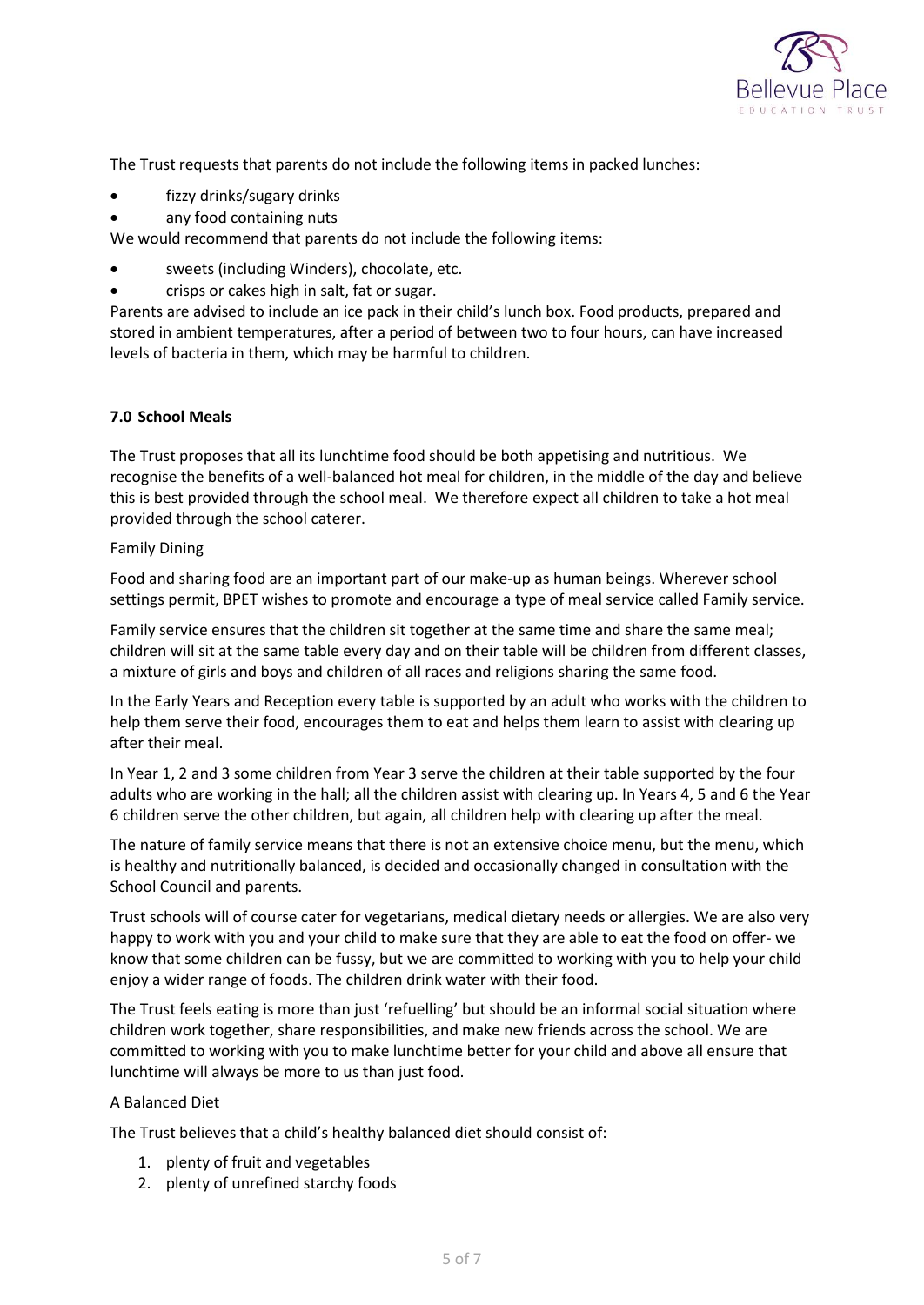The Trust requests that parents do not include the following items in packed lunches:

- fizzy drinks/sugary drinks
- any food containing nuts

We would recommend that parents do not include the following items:

- sweets (including Winders), chocolate, etc.
- crisps or cakes high in salt, fat or sugar.

Parents are advised to include an ice pack in their child's lunch box. Food products, prepared and stored in ambient temperatures, after a period of between two to four hours, can have increased levels of bacteria in them, which may be harmful to children.

## 7.0 School Meals

The Trust proposes that all its lunchtime food should be both appetising and nutritious. We recognise the benefits of a well-balanced hot meal for children, in the middle of the day and believe this is best provided through the school meal. We therefore expect all children to take a hot meal provided through the school caterer.

Family Dining

Food and sharing food are an important part of our make-up as human beings. Wherever school settings permit, BPET wishes to promote and encourage a type of meal service called Family service.

Family service ensures that the children sit together at the same time and share the same meal; children will sit at the same table every day and on their table will be children from different classes, a mixture of girls and boys and children of all races and religions sharing the same food.

In the Early Years and Reception every table is supported by an adult who works with the children to help them serve their food, encourages them to eat and helps them learn to assist with clearing up after their meal.

In Year 1, 2 and 3 some children from Year 3 serve the children at their table supported by the four adults who are working in the hall; all the children assist with clearing up. In Years 4, 5 and 6 the Year 6 children serve the other children, but again, all children help with clearing up after the meal.

The nature of family service means that there is not an extensive choice menu, but the menu, which is healthy and nutritionally balanced, is decided and occasionally changed in consultation with the School Council and parents.

Trust schools will of course cater for vegetarians, medical dietary needs or allergies. We are also very happy to work with you and your child to make sure that they are able to eat the food on offer- we know that some children can be fussy, but we are committed to working with you to help your child enjoy a wider range of foods. The children drink water with their food.

The Trust feels eating is more than just 'refuelling' but should be an informal social situation where children work together, share responsibilities, and make new friends across the school. We are committed to working with you to make lunchtime better for your child and above all ensure that lunchtime will always be more to us than just food.

A Balanced Diet

The Trust believes that a child's healthy balanced diet should consist of:

1. plenty of fruit and vegetables
2. plenty of unrefined starchy foods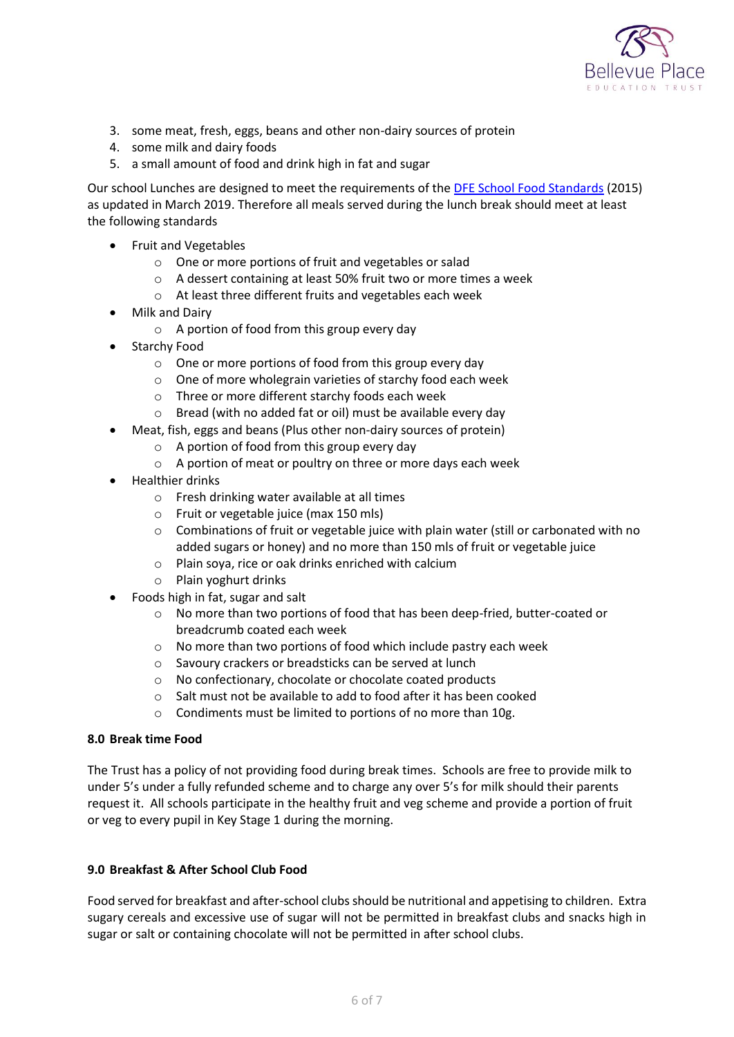3. some meat, fresh, eggs, beans and other non-dairy sources of protein
4. some milk and dairy foods
5. a small amount of food and drink high in fat and sugar

Our school Lunches are designed to meet the requirements of the [DFE School Food Standards](#) (2015) as updated in March 2019. Therefore all meals served during the lunch break should meet at least the following standards

- Fruit and Vegetables
  - One or more portions of fruit and vegetables or salad
  - A dessert containing at least 50% fruit two or more times a week
  - At least three different fruits and vegetables each week
- Milk and Dairy
  - A portion of food from this group every day
- Starchy Food
  - One or more portions of food from this group every day
  - One of more wholegrain varieties of starchy food each week
  - Three or more different starchy foods each week
  - Bread (with no added fat or oil) must be available every day
- Meat, fish, eggs and beans (Plus other non-dairy sources of protein)
  - A portion of food from this group every day
  - A portion of meat or poultry on three or more days each week
- Healthier drinks
  - Fresh drinking water available at all times
  - Fruit or vegetable juice (max 150 mls)
  - Combinations of fruit or vegetable juice with plain water (still or carbonated with no added sugars or honey) and no more than 150 mls of fruit or vegetable juice
  - Plain soya, rice or oak drinks enriched with calcium
  - Plain yoghurt drinks
- Foods high in fat, sugar and salt
  - No more than two portions of food that has been deep-fried, butter-coated or breadcrumb coated each week
  - No more than two portions of food which include pastry each week
  - Savoury crackers or breadsticks can be served at lunch
  - No confectionary, chocolate or chocolate coated products
  - Salt must not be available to add to food after it has been cooked
  - Condiments must be limited to portions of no more than 10g.

**8.0 Break time Food**

The Trust has a policy of not providing food during break times. Schools are free to provide milk to under 5's under a fully refunded scheme and to charge any over 5's for milk should their parents request it. All schools participate in the healthy fruit and veg scheme and provide a portion of fruit or veg to every pupil in Key Stage 1 during the morning.

**9.0 Breakfast & After School Club Food**

Food served for breakfast and after-school clubs should be nutritional and appetising to children. Extra sugary cereals and excessive use of sugar will not be permitted in breakfast clubs and snacks high in sugar or salt or containing chocolate will not be permitted in after school clubs.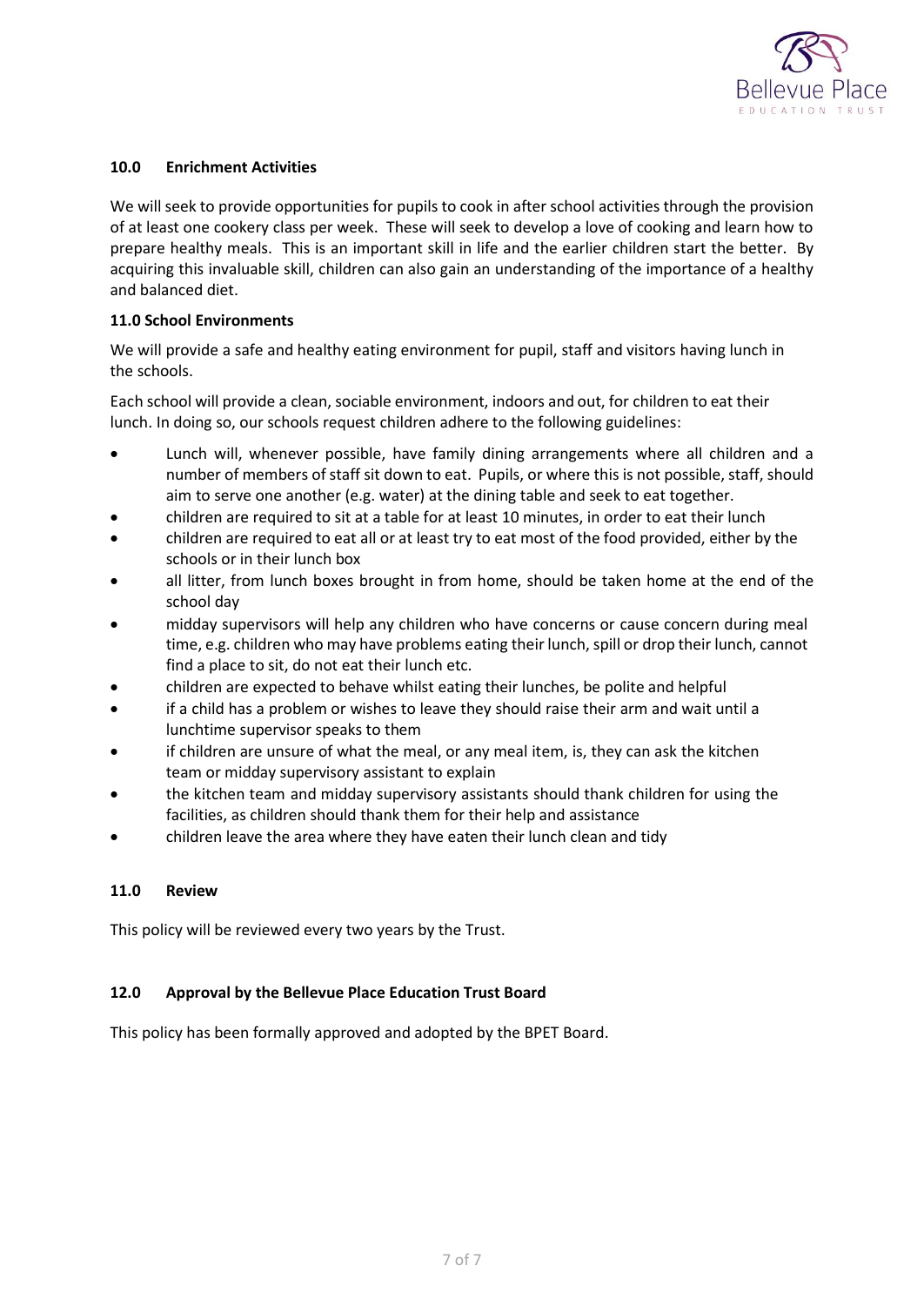## 10.0 Enrichment Activities

We will seek to provide opportunities for pupils to cook in after school activities through the provision of at least one cookery class per week. These will seek to develop a love of cooking and learn how to prepare healthy meals. This is an important skill in life and the earlier children start the better. By acquiring this invaluable skill, children can also gain an understanding of the importance of a healthy and balanced diet.

## 11.0 School Environments

We will provide a safe and healthy eating environment for pupil, staff and visitors having lunch in the schools.

Each school will provide a clean, sociable environment, indoors and out, for children to eat their lunch. In doing so, our schools request children adhere to the following guidelines:

- Lunch will, whenever possible, have family dining arrangements where all children and a number of members of staff sit down to eat. Pupils, or where this is not possible, staff, should aim to serve one another (e.g. water) at the dining table and seek to eat together.
- children are required to sit at a table for at least 10 minutes, in order to eat their lunch
- children are required to eat all or at least try to eat most of the food provided, either by the schools or in their lunch box
- all litter, from lunch boxes brought in from home, should be taken home at the end of the school day
- midday supervisors will help any children who have concerns or cause concern during meal time, e.g. children who may have problems eating their lunch, spill or drop their lunch, cannot find a place to sit, do not eat their lunch etc.
- children are expected to behave whilst eating their lunches, be polite and helpful
- if a child has a problem or wishes to leave they should raise their arm and wait until a lunchtime supervisor speaks to them
- if children are unsure of what the meal, or any meal item, is, they can ask the kitchen team or midday supervisory assistant to explain
- the kitchen team and midday supervisory assistants should thank children for using the facilities, as children should thank them for their help and assistance
- children leave the area where they have eaten their lunch clean and tidy

## 11.0 Review

This policy will be reviewed every two years by the Trust.

## 12.0 Approval by the Bellevue Place Education Trust Board

This policy has been formally approved and adopted by the BPET Board.